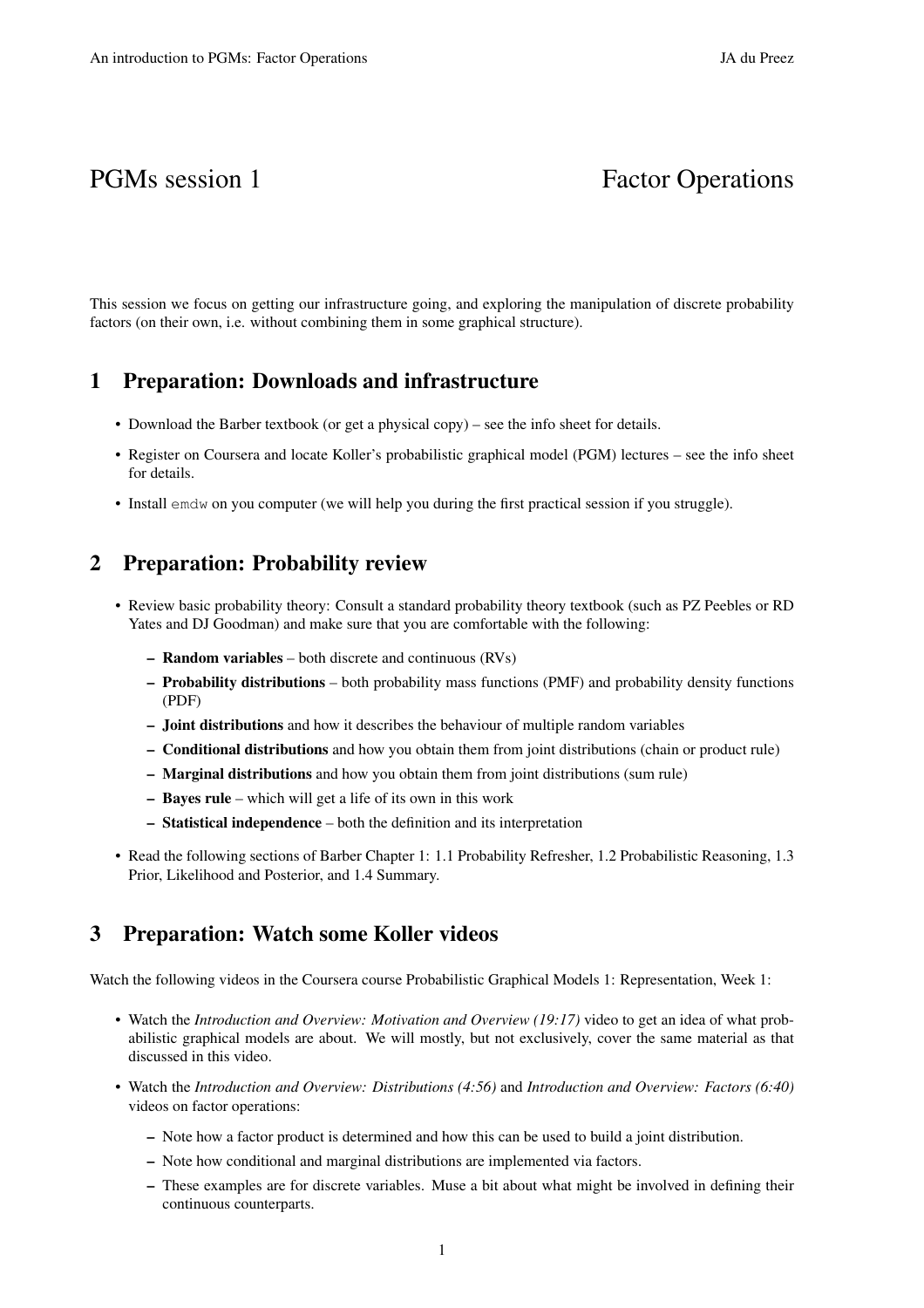# PGMs session 1 — Factor Operations

This session we focus on getting our infrastructure going, and exploring the manipulation of discrete probability factors (on their own, i.e. without combining them in some graphical structure).

## 1 Preparation: Downloads and infrastructure

- Download the Barber textbook (or get a physical copy) – see the info sheet for details.
- Register on Coursera and locate Koller's probabilistic graphical model (PGM) lectures – see the info sheet for details.
- Install `emdw` on you computer (we will help you during the first practical session if you struggle).

## 2 Preparation: Probability review

- Review basic probability theory: Consult a standard probability theory textbook (such as PZ Peebles or RD Yates and DJ Goodman) and make sure that you are comfortable with the following:
  - **Random variables** – both discrete and continuous (RVs)
  - **Probability distributions** – both probability mass functions (PMF) and probability density functions (PDF)
  - **Joint distributions** and how it describes the behaviour of multiple random variables
  - **Conditional distributions** and how you obtain them from joint distributions (chain or product rule)
  - **Marginal distributions** and how you obtain them from joint distributions (sum rule)
  - **Bayes rule** – which will get a life of its own in this work
  - **Statistical independence** – both the definition and its interpretation
- Read the following sections of Barber Chapter 1: 1.1 Probability Refresher, 1.2 Probabilistic Reasoning, 1.3 Prior, Likelihood and Posterior, and 1.4 Summary.

## 3 Preparation: Watch some Koller videos

Watch the following videos in the Coursera course Probabilistic Graphical Models 1: Representation, Week 1:

- Watch the *Introduction and Overview: Motivation and Overview (19:17)* video to get an idea of what probabilistic graphical models are about. We will mostly, but not exclusively, cover the same material as that discussed in this video.
- Watch the *Introduction and Overview: Distributions (4:56)* and *Introduction and Overview: Factors (6:40)* videos on factor operations:
  - Note how a factor product is determined and how this can be used to build a joint distribution.
  - Note how conditional and marginal distributions are implemented via factors.
  - These examples are for discrete variables. Muse a bit about what might be involved in defining their continuous counterparts.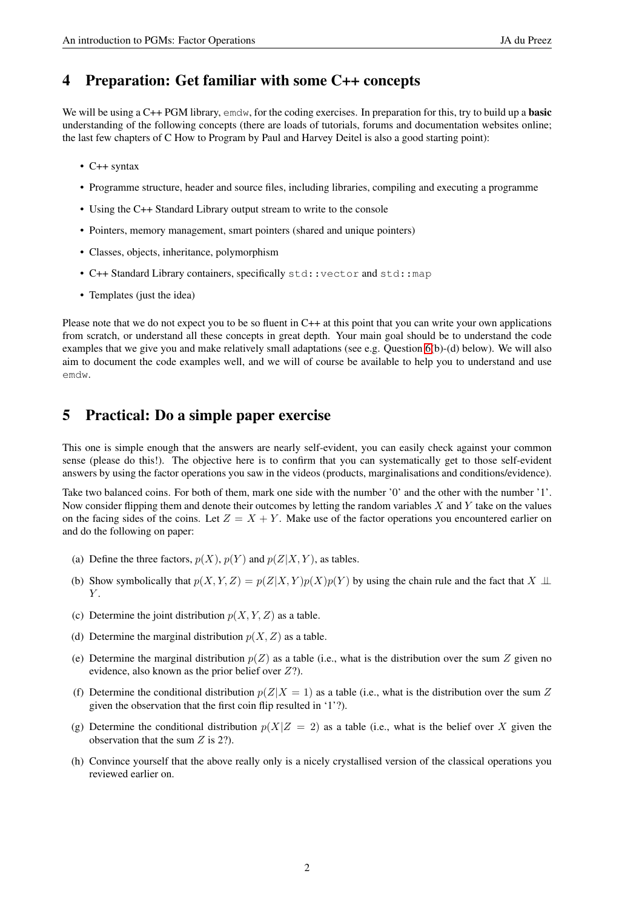## 4 Preparation: Get familiar with some C++ concepts

We will be using a C++ PGM library, `emdw`, for the coding exercises. In preparation for this, try to build up a **basic** understanding of the following concepts (there are loads of tutorials, forums and documentation websites online; the last few chapters of C How to Program by Paul and Harvey Deitel is also a good starting point):

- C++ syntax
- Programme structure, header and source files, including libraries, compiling and executing a programme
- Using the C++ Standard Library output stream to write to the console
- Pointers, memory management, smart pointers (shared and unique pointers)
- Classes, objects, inheritance, polymorphism
- C++ Standard Library containers, specifically `std::vector` and `std::map`
- Templates (just the idea)

Please note that we do not expect you to be so fluent in C++ at this point that you can write your own applications from scratch, or understand all these concepts in great depth. Your main goal should be to understand the code examples that we give you and make relatively small adaptations (see e.g. Question 6(b)-(d) below). We will also aim to document the code examples well, and we will of course be available to help you to understand and use `emdw`.

## 5 Practical: Do a simple paper exercise

This one is simple enough that the answers are nearly self-evident, you can easily check against your common sense (please do this!). The objective here is to confirm that you can systematically get to those self-evident answers by using the factor operations you saw in the videos (products, marginalisations and conditions/evidence).

Take two balanced coins. For both of them, mark one side with the number '0' and the other with the number '1'. Now consider flipping them and denote their outcomes by letting the random variables $X$ and $Y$ take on the values on the facing sides of the coins. Let $Z = X + Y$. Make use of the factor operations you encountered earlier on and do the following on paper:

(a) Define the three factors, $p(X)$, $p(Y)$ and $p(Z|X, Y)$, as tables.

(b) Show symbolically that $p(X, Y, Z) = p(Z|X, Y)p(X)p(Y)$ by using the chain rule and the fact that $X \perp\!\!\!\perp Y$.

(c) Determine the joint distribution $p(X, Y, Z)$ as a table.

(d) Determine the marginal distribution $p(X, Z)$ as a table.

(e) Determine the marginal distribution $p(Z)$ as a table (i.e., what is the distribution over the sum $Z$ given no evidence, also known as the prior belief over $Z$?).

(f) Determine the conditional distribution $p(Z|X = 1)$ as a table (i.e., what is the distribution over the sum $Z$ given the observation that the first coin flip resulted in '1'?).

(g) Determine the conditional distribution $p(X|Z = 2)$ as a table (i.e., what is the belief over $X$ given the observation that the sum $Z$ is 2?).

(h) Convince yourself that the above really only is a nicely crystallised version of the classical operations you reviewed earlier on.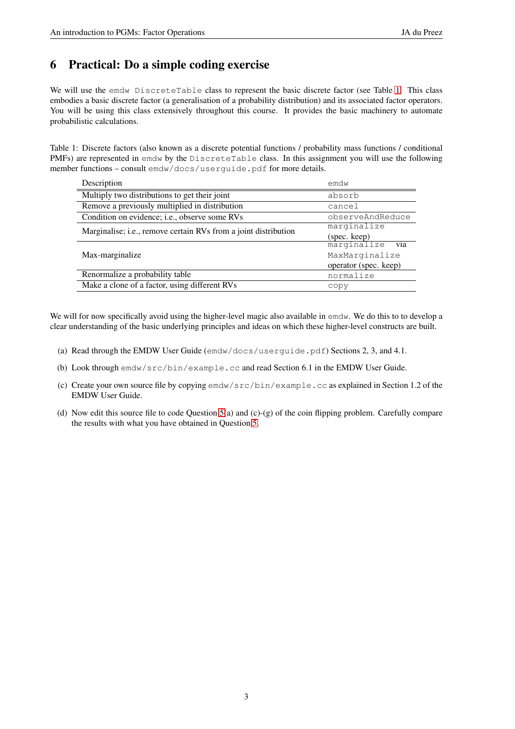## 6 Practical: Do a simple coding exercise

We will use the `emdw DiscreteTable` class to represent the basic discrete factor (see Table 1. This class embodies a basic discrete factor (a generalisation of a probability distribution) and its associated factor operators. You will be using this class extensively throughout this course. It provides the basic machinery to automate probabilistic calculations.

Table 1: Discrete factors (also known as a discrete potential functions / probability mass functions / conditional PMFs) are represented in `emdw` by the `DiscreteTable` class. In this assignment you will use the following member functions – consult `emdw/docs/userguide.pdf` for more details.

| Description | `emdw` |
|---|---|
| Multiply two distributions to get their joint | `absorb` |
| Remove a previously multiplied in distribution | `cancel` |
| Condition on evidence; i.e., observe some RVs | `observeAndReduce` |
| Marginalise; i.e., remove certain RVs from a joint distribution | `marginalize` (spec. keep) |
| Max-marginalize | `marginalize` via `MaxMarginalize` operator (spec. keep) |
| Renormalize a probability table | `normalize` |
| Make a clone of a factor, using different RVs | `copy` |

We will for now specifically avoid using the higher-level magic also available in `emdw`. We do this to to develop a clear understanding of the basic underlying principles and ideas on which these higher-level constructs are built.

(a) Read through the EMDW User Guide (`emdw/docs/userguide.pdf`) Sections 2, 3, and 4.1.

(b) Look through `emdw/src/bin/example.cc` and read Section 6.1 in the EMDW User Guide.

(c) Create your own source file by copying `emdw/src/bin/example.cc` as explained in Section 1.2 of the EMDW User Guide.

(d) Now edit this source file to code Question 5(a) and (c)-(g) of the coin flipping problem. Carefully compare the results with what you have obtained in Question 5.